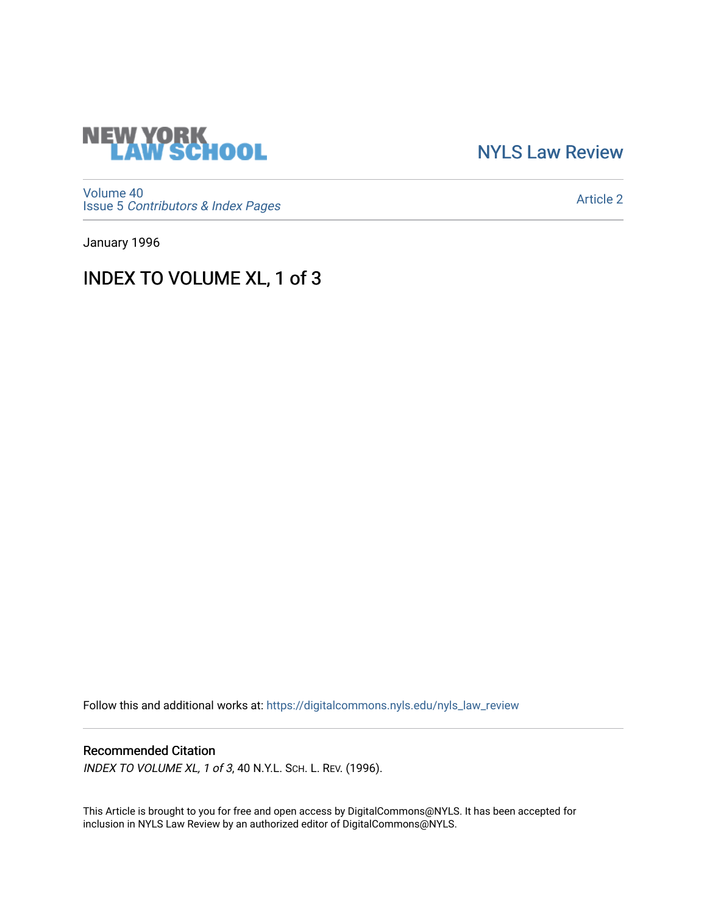NEW YORK LAW SCHOOL

NYLS Law Review

Volume 40
Issue 5 *Contributors & Index Pages*

Article 2

January 1996

# INDEX TO VOLUME XL, 1 of 3

Follow this and additional works at: https://digitalcommons.nyls.edu/nyls_law_review

## Recommended Citation

*INDEX TO VOLUME XL, 1 of 3*, 40 N.Y.L. SCH. L. REV. (1996).

This Article is brought to you for free and open access by DigitalCommons@NYLS. It has been accepted for inclusion in NYLS Law Review by an authorized editor of DigitalCommons@NYLS.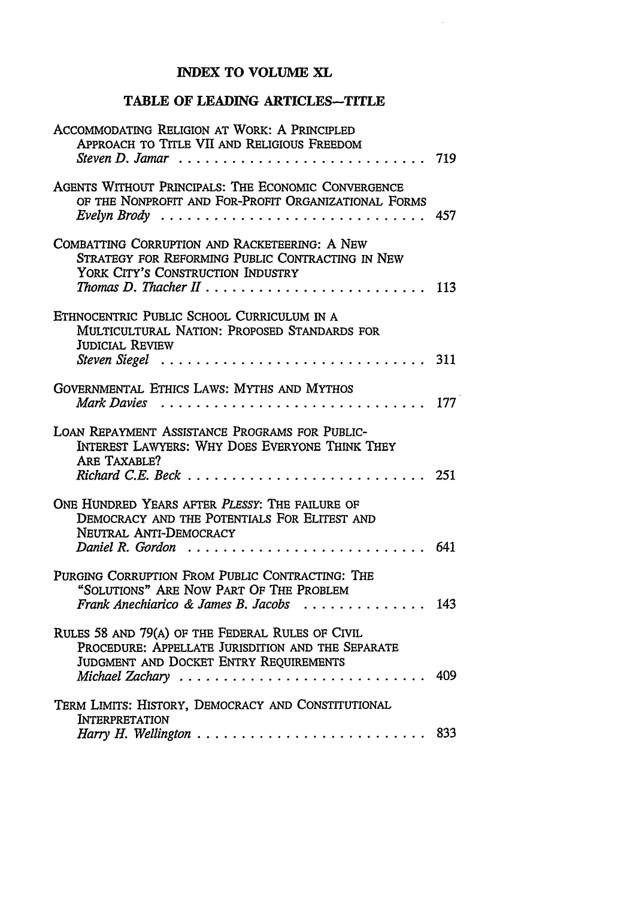# INDEX TO VOLUME XL

## TABLE OF LEADING ARTICLES–TITLE

ACCOMMODATING RELIGION AT WORK: A PRINCIPLED APPROACH TO TITLE VII AND RELIGIOUS FREEDOM
*Steven D. Jamar* . . . . . . . . . . . . . . . . . . . . . . . . . . . 719

AGENTS WITHOUT PRINCIPALS: THE ECONOMIC CONVERGENCE OF THE NONPROFIT AND FOR-PROFIT ORGANIZATIONAL FORMS
*Evelyn Brody* . . . . . . . . . . . . . . . . . . . . . . . . . . . . 457

COMBATTING CORRUPTION AND RACKETEERING: A NEW STRATEGY FOR REFORMING PUBLIC CONTRACTING IN NEW YORK CITY'S CONSTRUCTION INDUSTRY
*Thomas D. Thacher II* . . . . . . . . . . . . . . . . . . . . . . . . 113

ETHNOCENTRIC PUBLIC SCHOOL CURRICULUM IN A MULTICULTURAL NATION: PROPOSED STANDARDS FOR JUDICIAL REVIEW
*Steven Siegel* . . . . . . . . . . . . . . . . . . . . . . . . . . . . 311

GOVERNMENTAL ETHICS LAWS: MYTHS AND MYTHOS
*Mark Davies* . . . . . . . . . . . . . . . . . . . . . . . . . . . . . 177

LOAN REPAYMENT ASSISTANCE PROGRAMS FOR PUBLIC-INTEREST LAWYERS: WHY DOES EVERYONE THINK THEY ARE TAXABLE?
*Richard C.E. Beck* . . . . . . . . . . . . . . . . . . . . . . . . . . 251

ONE HUNDRED YEARS AFTER *PLESSY*: THE FAILURE OF DEMOCRACY AND THE POTENTIALS FOR ELITEST AND NEUTRAL ANTI-DEMOCRACY
*Daniel R. Gordon* . . . . . . . . . . . . . . . . . . . . . . . . . . 641

PURGING CORRUPTION FROM PUBLIC CONTRACTING: THE "SOLUTIONS" ARE NOW PART OF THE PROBLEM
*Frank Anechiarico & James B. Jacobs* . . . . . . . . . . . . . . 143

RULES 58 AND 79(A) OF THE FEDERAL RULES OF CIVIL PROCEDURE: APPELLATE JURISDITION AND THE SEPARATE JUDGMENT AND DOCKET ENTRY REQUIREMENTS
*Michael Zachary* . . . . . . . . . . . . . . . . . . . . . . . . . . . 409

TERM LIMITS: HISTORY, DEMOCRACY AND CONSTITUTIONAL INTERPRETATION
*Harry H. Wellington* . . . . . . . . . . . . . . . . . . . . . . . . . 833